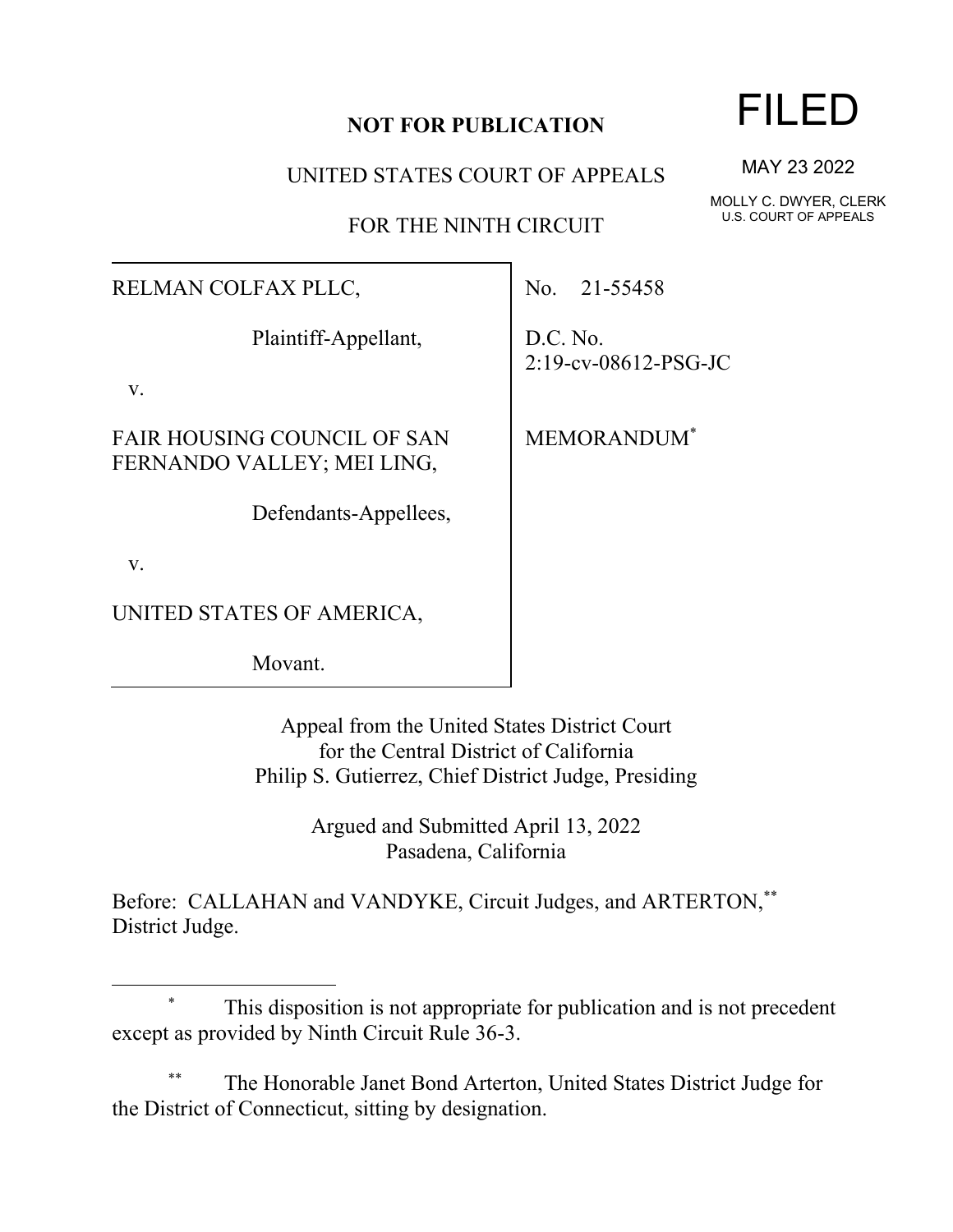**NOT FOR PUBLICATION**

UNITED STATES COURT OF APPEALS

FOR THE NINTH CIRCUIT

FILED

MAY 23 2022

MOLLY C. DWYER, CLERK
U.S. COURT OF APPEALS

RELMAN COLFAX PLLC,

Plaintiff-Appellant,

v.

FAIR HOUSING COUNCIL OF SAN FERNANDO VALLEY; MEI LING,

Defendants-Appellees,

v.

UNITED STATES OF AMERICA,

Movant.

No. 21-55458

D.C. No.
2:19-cv-08612-PSG-JC

MEMORANDUM[*]

Appeal from the United States District Court
for the Central District of California
Philip S. Gutierrez, Chief District Judge, Presiding

Argued and Submitted April 13, 2022
Pasadena, California

Before: CALLAHAN and VANDYKE, Circuit Judges, and ARTERTON,[**] District Judge.

---

[*] This disposition is not appropriate for publication and is not precedent except as provided by Ninth Circuit Rule 36-3.

[**] The Honorable Janet Bond Arterton, United States District Judge for the District of Connecticut, sitting by designation.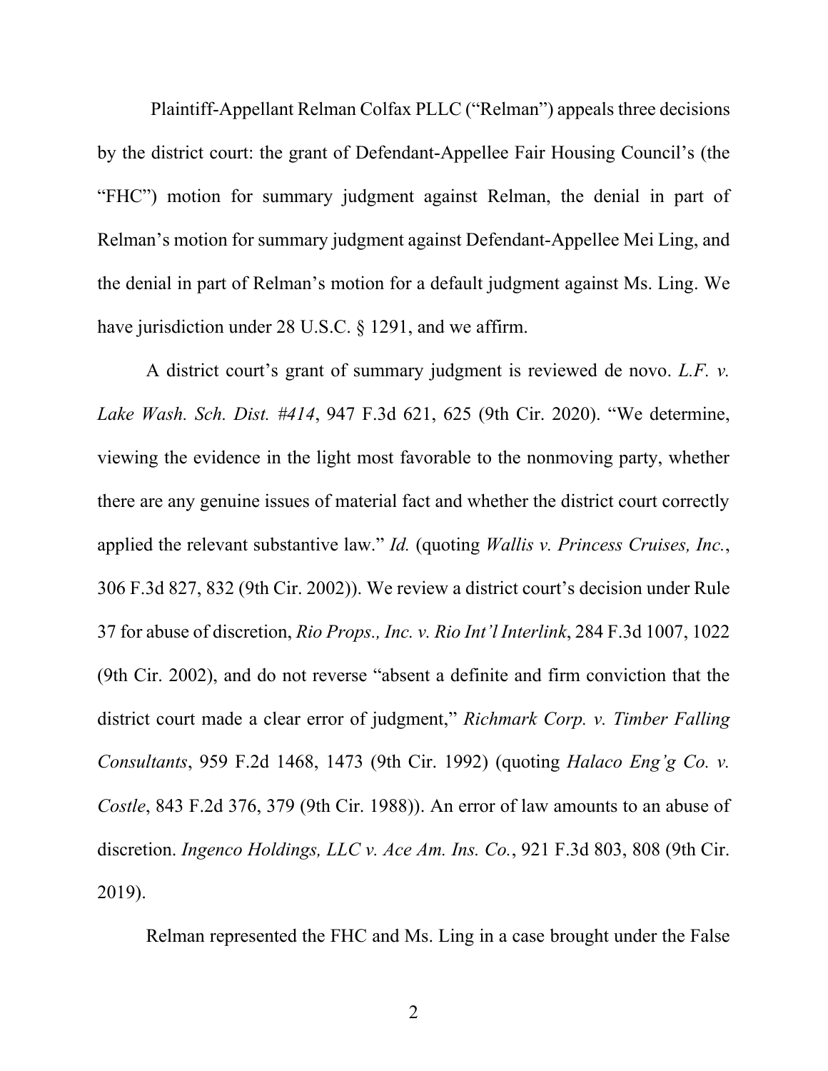Plaintiff-Appellant Relman Colfax PLLC ("Relman") appeals three decisions by the district court: the grant of Defendant-Appellee Fair Housing Council's (the "FHC") motion for summary judgment against Relman, the denial in part of Relman's motion for summary judgment against Defendant-Appellee Mei Ling, and the denial in part of Relman's motion for a default judgment against Ms. Ling. We have jurisdiction under 28 U.S.C. § 1291, and we affirm.

A district court's grant of summary judgment is reviewed de novo. *L.F. v. Lake Wash. Sch. Dist. #414*, 947 F.3d 621, 625 (9th Cir. 2020). "We determine, viewing the evidence in the light most favorable to the nonmoving party, whether there are any genuine issues of material fact and whether the district court correctly applied the relevant substantive law." *Id.* (quoting *Wallis v. Princess Cruises, Inc.*, 306 F.3d 827, 832 (9th Cir. 2002)). We review a district court's decision under Rule 37 for abuse of discretion, *Rio Props., Inc. v. Rio Int'l Interlink*, 284 F.3d 1007, 1022 (9th Cir. 2002), and do not reverse "absent a definite and firm conviction that the district court made a clear error of judgment," *Richmark Corp. v. Timber Falling Consultants*, 959 F.2d 1468, 1473 (9th Cir. 1992) (quoting *Halaco Eng'g Co. v. Costle*, 843 F.2d 376, 379 (9th Cir. 1988)). An error of law amounts to an abuse of discretion. *Ingenco Holdings, LLC v. Ace Am. Ins. Co.*, 921 F.3d 803, 808 (9th Cir. 2019).

Relman represented the FHC and Ms. Ling in a case brought under the False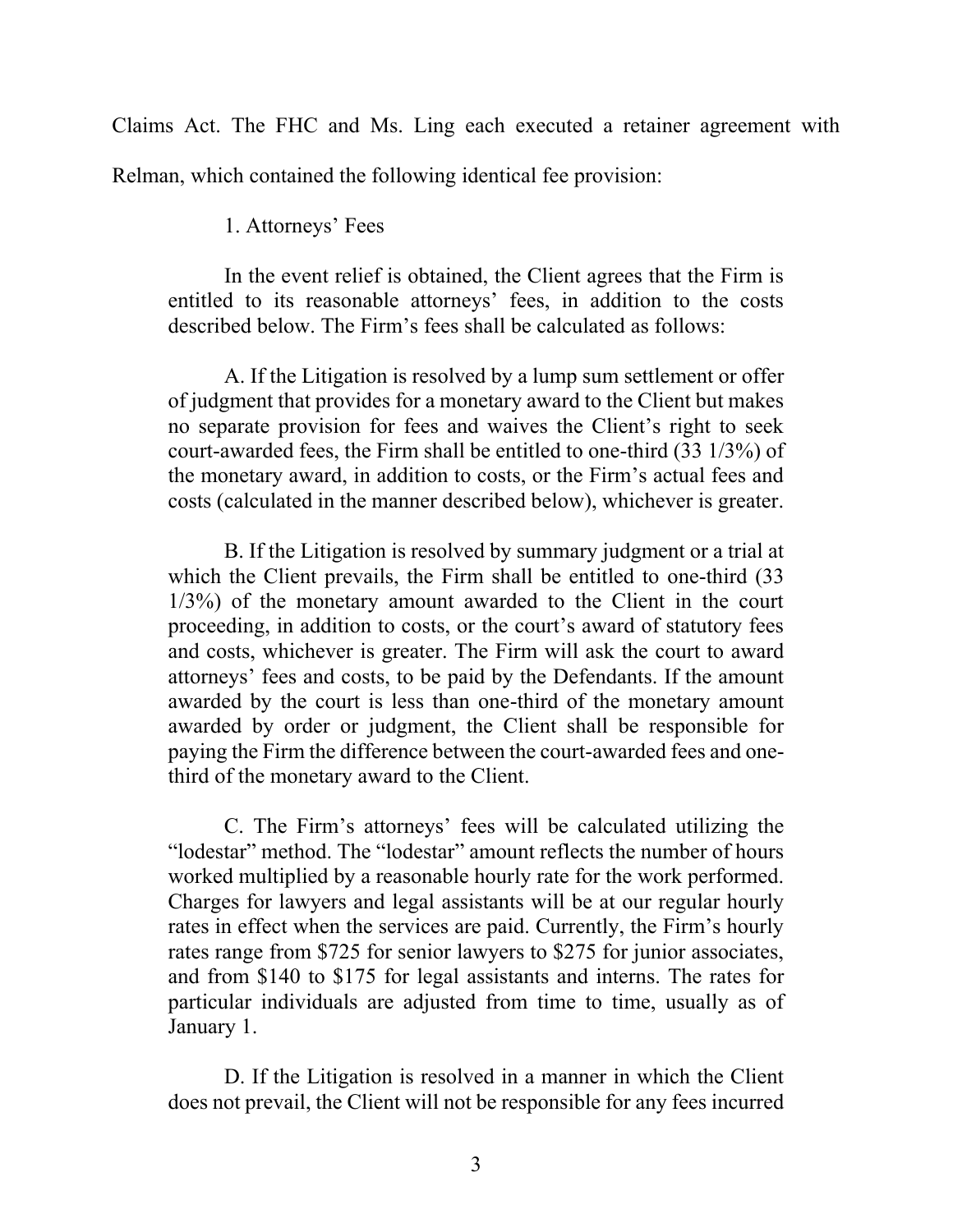Claims Act. The FHC and Ms. Ling each executed a retainer agreement with Relman, which contained the following identical fee provision:

> 1. Attorneys' Fees
>
> In the event relief is obtained, the Client agrees that the Firm is entitled to its reasonable attorneys' fees, in addition to the costs described below. The Firm's fees shall be calculated as follows:
>
> A. If the Litigation is resolved by a lump sum settlement or offer of judgment that provides for a monetary award to the Client but makes no separate provision for fees and waives the Client's right to seek court-awarded fees, the Firm shall be entitled to one-third (33 1/3%) of the monetary award, in addition to costs, or the Firm's actual fees and costs (calculated in the manner described below), whichever is greater.
>
> B. If the Litigation is resolved by summary judgment or a trial at which the Client prevails, the Firm shall be entitled to one-third (33 1/3%) of the monetary amount awarded to the Client in the court proceeding, in addition to costs, or the court's award of statutory fees and costs, whichever is greater. The Firm will ask the court to award attorneys' fees and costs, to be paid by the Defendants. If the amount awarded by the court is less than one-third of the monetary amount awarded by order or judgment, the Client shall be responsible for paying the Firm the difference between the court-awarded fees and one-third of the monetary award to the Client.
>
> C. The Firm's attorneys' fees will be calculated utilizing the "lodestar" method. The "lodestar" amount reflects the number of hours worked multiplied by a reasonable hourly rate for the work performed. Charges for lawyers and legal assistants will be at our regular hourly rates in effect when the services are paid. Currently, the Firm's hourly rates range from $725 for senior lawyers to $275 for junior associates, and from $140 to $175 for legal assistants and interns. The rates for particular individuals are adjusted from time to time, usually as of January 1.
>
> D. If the Litigation is resolved in a manner in which the Client does not prevail, the Client will not be responsible for any fees incurred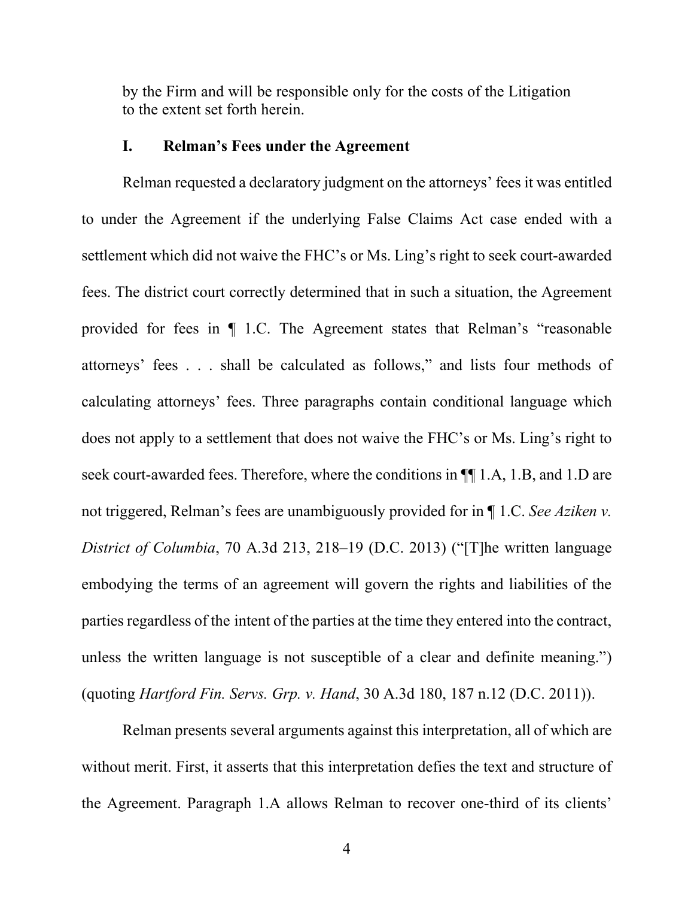by the Firm and will be responsible only for the costs of the Litigation to the extent set forth herein.

### I. Relman's Fees under the Agreement

Relman requested a declaratory judgment on the attorneys' fees it was entitled to under the Agreement if the underlying False Claims Act case ended with a settlement which did not waive the FHC's or Ms. Ling's right to seek court-awarded fees. The district court correctly determined that in such a situation, the Agreement provided for fees in ¶ 1.C. The Agreement states that Relman's "reasonable attorneys' fees . . . shall be calculated as follows," and lists four methods of calculating attorneys' fees. Three paragraphs contain conditional language which does not apply to a settlement that does not waive the FHC's or Ms. Ling's right to seek court-awarded fees. Therefore, where the conditions in ¶¶ 1.A, 1.B, and 1.D are not triggered, Relman's fees are unambiguously provided for in ¶ 1.C. *See Aziken v. District of Columbia*, 70 A.3d 213, 218–19 (D.C. 2013) ("[T]he written language embodying the terms of an agreement will govern the rights and liabilities of the parties regardless of the intent of the parties at the time they entered into the contract, unless the written language is not susceptible of a clear and definite meaning.") (quoting *Hartford Fin. Servs. Grp. v. Hand*, 30 A.3d 180, 187 n.12 (D.C. 2011)).

Relman presents several arguments against this interpretation, all of which are without merit. First, it asserts that this interpretation defies the text and structure of the Agreement. Paragraph 1.A allows Relman to recover one-third of its clients'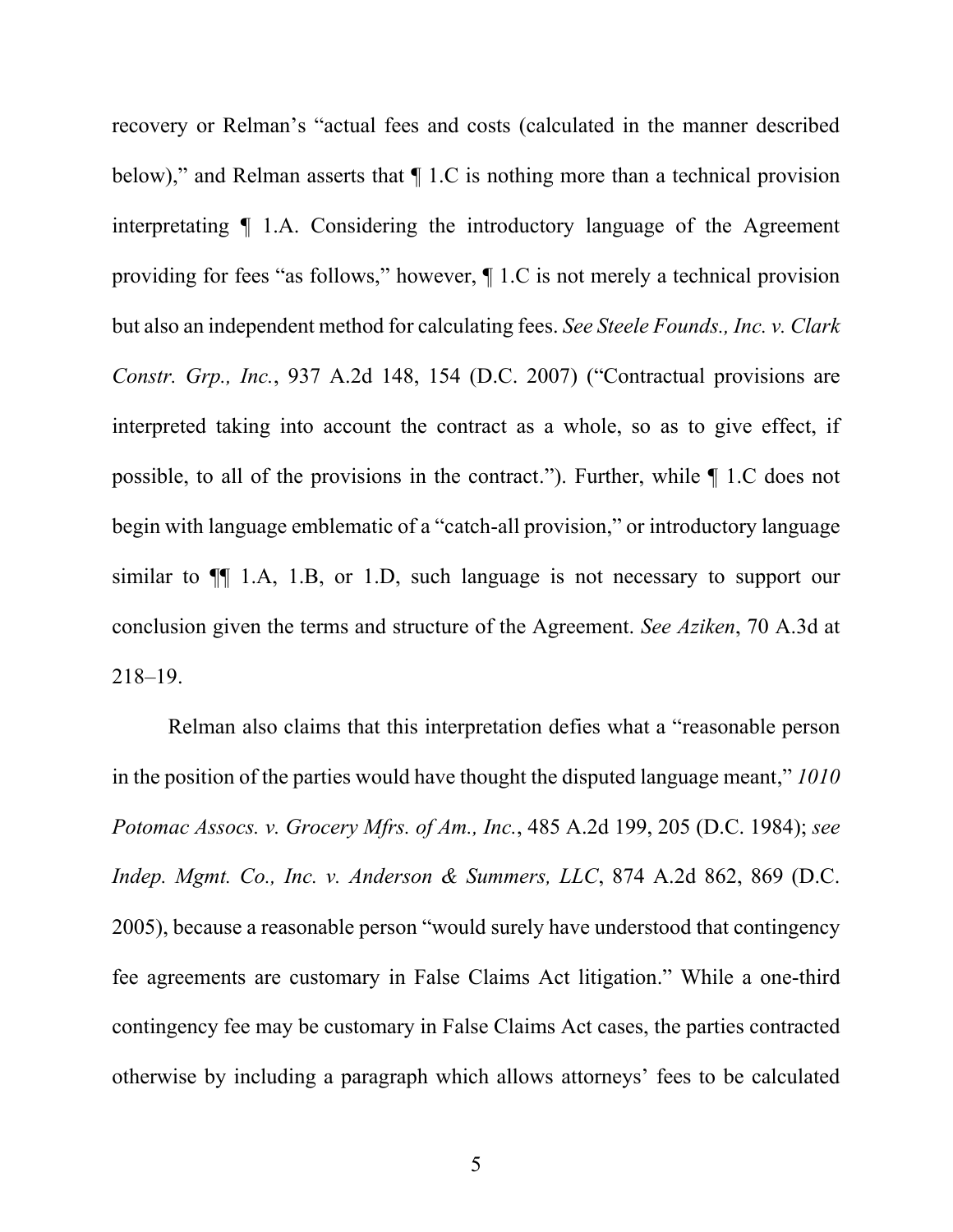recovery or Relman's "actual fees and costs (calculated in the manner described below)," and Relman asserts that ¶ 1.C is nothing more than a technical provision interpretating ¶ 1.A. Considering the introductory language of the Agreement providing for fees "as follows," however, ¶ 1.C is not merely a technical provision but also an independent method for calculating fees. *See Steele Founds., Inc. v. Clark Constr. Grp., Inc.*, 937 A.2d 148, 154 (D.C. 2007) ("Contractual provisions are interpreted taking into account the contract as a whole, so as to give effect, if possible, to all of the provisions in the contract."). Further, while ¶ 1.C does not begin with language emblematic of a "catch-all provision," or introductory language similar to ¶¶ 1.A, 1.B, or 1.D, such language is not necessary to support our conclusion given the terms and structure of the Agreement. *See Aziken*, 70 A.3d at 218–19.

Relman also claims that this interpretation defies what a "reasonable person in the position of the parties would have thought the disputed language meant," *1010 Potomac Assocs. v. Grocery Mfrs. of Am., Inc.*, 485 A.2d 199, 205 (D.C. 1984); *see Indep. Mgmt. Co., Inc. v. Anderson & Summers, LLC*, 874 A.2d 862, 869 (D.C. 2005), because a reasonable person "would surely have understood that contingency fee agreements are customary in False Claims Act litigation." While a one-third contingency fee may be customary in False Claims Act cases, the parties contracted otherwise by including a paragraph which allows attorneys' fees to be calculated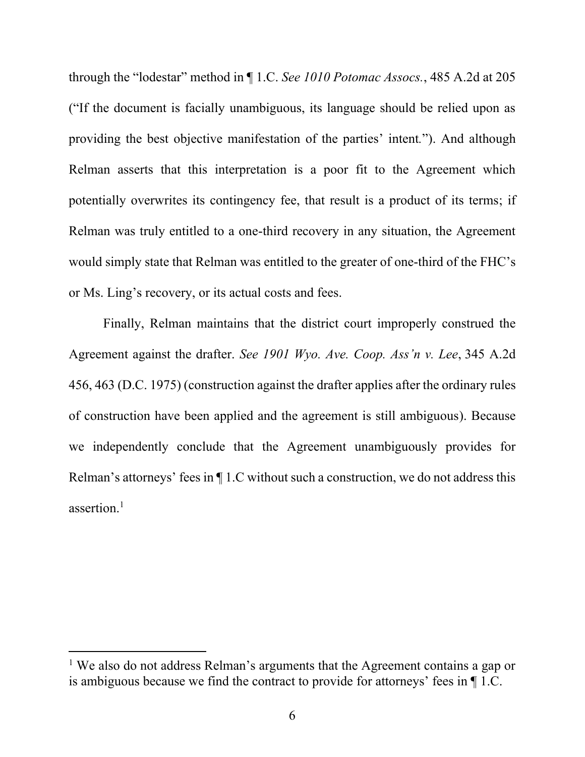through the "lodestar" method in ¶ 1.C. *See 1010 Potomac Assocs.*, 485 A.2d at 205 ("If the document is facially unambiguous, its language should be relied upon as providing the best objective manifestation of the parties' intent."). And although Relman asserts that this interpretation is a poor fit to the Agreement which potentially overwrites its contingency fee, that result is a product of its terms; if Relman was truly entitled to a one-third recovery in any situation, the Agreement would simply state that Relman was entitled to the greater of one-third of the FHC's or Ms. Ling's recovery, or its actual costs and fees.

Finally, Relman maintains that the district court improperly construed the Agreement against the drafter. *See 1901 Wyo. Ave. Coop. Ass'n v. Lee*, 345 A.2d 456, 463 (D.C. 1975) (construction against the drafter applies after the ordinary rules of construction have been applied and the agreement is still ambiguous). Because we independently conclude that the Agreement unambiguously provides for Relman's attorneys' fees in ¶ 1.C without such a construction, we do not address this assertion.[1]

---

[1] We also do not address Relman's arguments that the Agreement contains a gap or is ambiguous because we find the contract to provide for attorneys' fees in ¶ 1.C.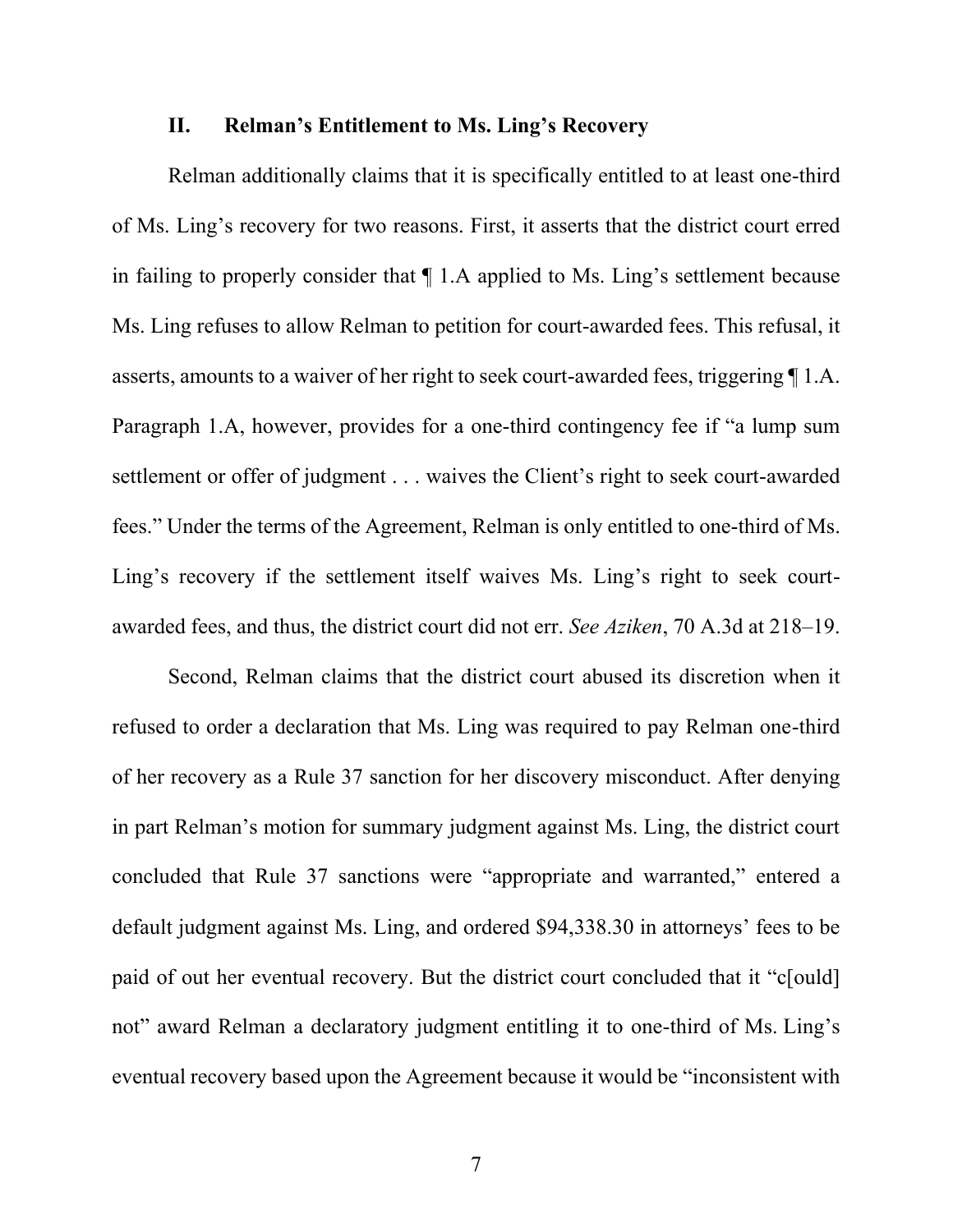## II. Relman's Entitlement to Ms. Ling's Recovery

Relman additionally claims that it is specifically entitled to at least one-third of Ms. Ling's recovery for two reasons. First, it asserts that the district court erred in failing to properly consider that ¶ 1.A applied to Ms. Ling's settlement because Ms. Ling refuses to allow Relman to petition for court-awarded fees. This refusal, it asserts, amounts to a waiver of her right to seek court-awarded fees, triggering ¶ 1.A. Paragraph 1.A, however, provides for a one-third contingency fee if "a lump sum settlement or offer of judgment . . . waives the Client's right to seek court-awarded fees." Under the terms of the Agreement, Relman is only entitled to one-third of Ms. Ling's recovery if the settlement itself waives Ms. Ling's right to seek court-awarded fees, and thus, the district court did not err. *See Aziken*, 70 A.3d at 218–19.

Second, Relman claims that the district court abused its discretion when it refused to order a declaration that Ms. Ling was required to pay Relman one-third of her recovery as a Rule 37 sanction for her discovery misconduct. After denying in part Relman's motion for summary judgment against Ms. Ling, the district court concluded that Rule 37 sanctions were "appropriate and warranted," entered a default judgment against Ms. Ling, and ordered $94,338.30 in attorneys' fees to be paid of out her eventual recovery. But the district court concluded that it "c[ould] not" award Relman a declaratory judgment entitling it to one-third of Ms. Ling's eventual recovery based upon the Agreement because it would be "inconsistent with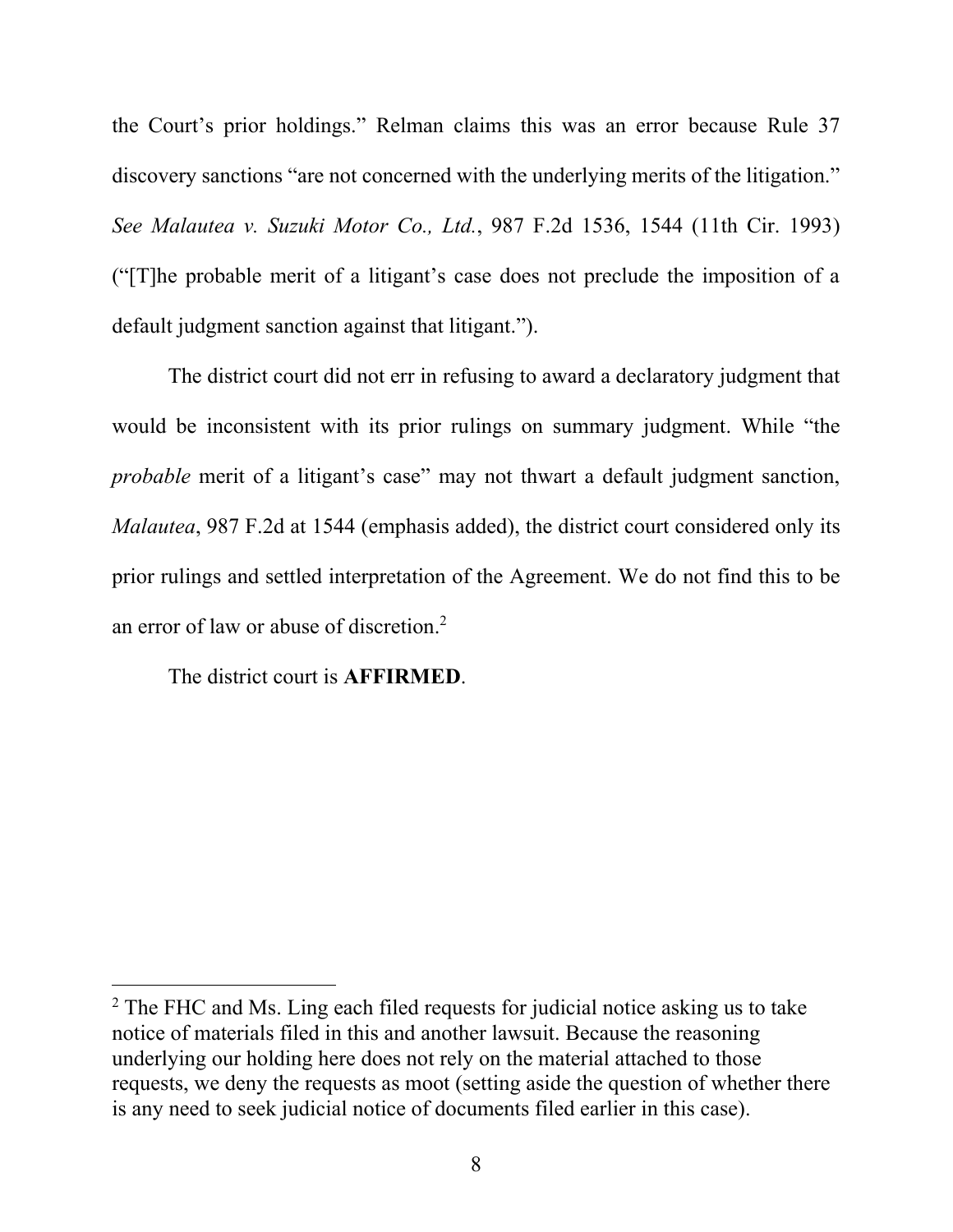the Court's prior holdings." Relman claims this was an error because Rule 37 discovery sanctions "are not concerned with the underlying merits of the litigation." *See Malautea v. Suzuki Motor Co., Ltd.*, 987 F.2d 1536, 1544 (11th Cir. 1993) ("[T]he probable merit of a litigant's case does not preclude the imposition of a default judgment sanction against that litigant.").

The district court did not err in refusing to award a declaratory judgment that would be inconsistent with its prior rulings on summary judgment. While "the *probable* merit of a litigant's case" may not thwart a default judgment sanction, *Malautea*, 987 F.2d at 1544 (emphasis added), the district court considered only its prior rulings and settled interpretation of the Agreement. We do not find this to be an error of law or abuse of discretion.[2]

The district court is **AFFIRMED**.

---

[2] The FHC and Ms. Ling each filed requests for judicial notice asking us to take notice of materials filed in this and another lawsuit. Because the reasoning underlying our holding here does not rely on the material attached to those requests, we deny the requests as moot (setting aside the question of whether there is any need to seek judicial notice of documents filed earlier in this case).